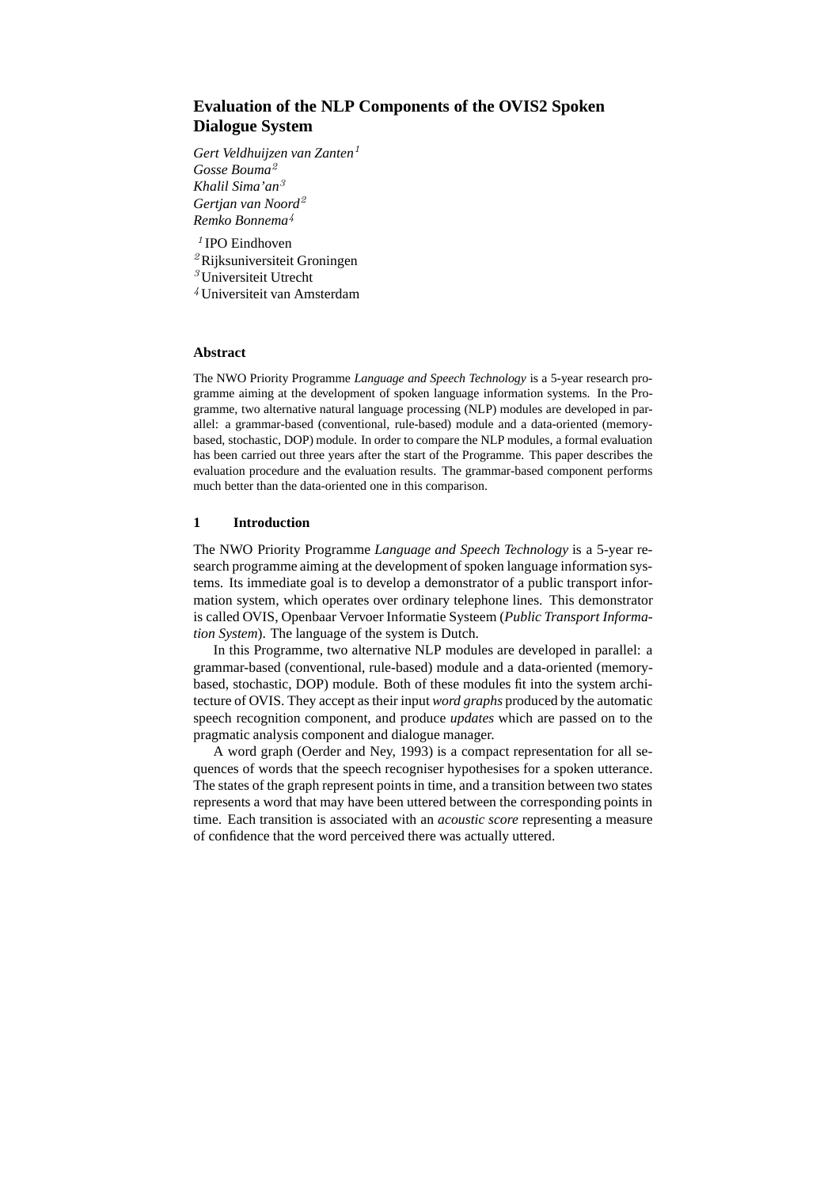# Evaluation of the NLP Components of the OVIS2 Spoken Dialogue System

*Gert Veldhuijzen van Zanten*[1]
*Gosse Bouma*[2]
*Khalil Sima'an*[3]
*Gertjan van Noord*[2]
*Remko Bonnema*[4]

[1] IPO Eindhoven
[2] Rijksuniversiteit Groningen
[3] Universiteit Utrecht
[4] Universiteit van Amsterdam

### Abstract

The NWO Priority Programme *Language and Speech Technology* is a 5-year research programme aiming at the development of spoken language information systems. In the Programme, two alternative natural language processing (NLP) modules are developed in parallel: a grammar-based (conventional, rule-based) module and a data-oriented (memory-based, stochastic, DOP) module. In order to compare the NLP modules, a formal evaluation has been carried out three years after the start of the Programme. This paper describes the evaluation procedure and the evaluation results. The grammar-based component performs much better than the data-oriented one in this comparison.

## 1 Introduction

The NWO Priority Programme *Language and Speech Technology* is a 5-year research programme aiming at the development of spoken language information systems. Its immediate goal is to develop a demonstrator of a public transport information system, which operates over ordinary telephone lines. This demonstrator is called OVIS, Openbaar Vervoer Informatie Systeem (*Public Transport Information System*). The language of the system is Dutch.

In this Programme, two alternative NLP modules are developed in parallel: a grammar-based (conventional, rule-based) module and a data-oriented (memory-based, stochastic, DOP) module. Both of these modules fit into the system architecture of OVIS. They accept as their input *word graphs* produced by the automatic speech recognition component, and produce *updates* which are passed on to the pragmatic analysis component and dialogue manager.

A word graph (Oerder and Ney, 1993) is a compact representation for all sequences of words that the speech recogniser hypothesises for a spoken utterance. The states of the graph represent points in time, and a transition between two states represents a word that may have been uttered between the corresponding points in time. Each transition is associated with an *acoustic score* representing a measure of confidence that the word perceived there was actually uttered.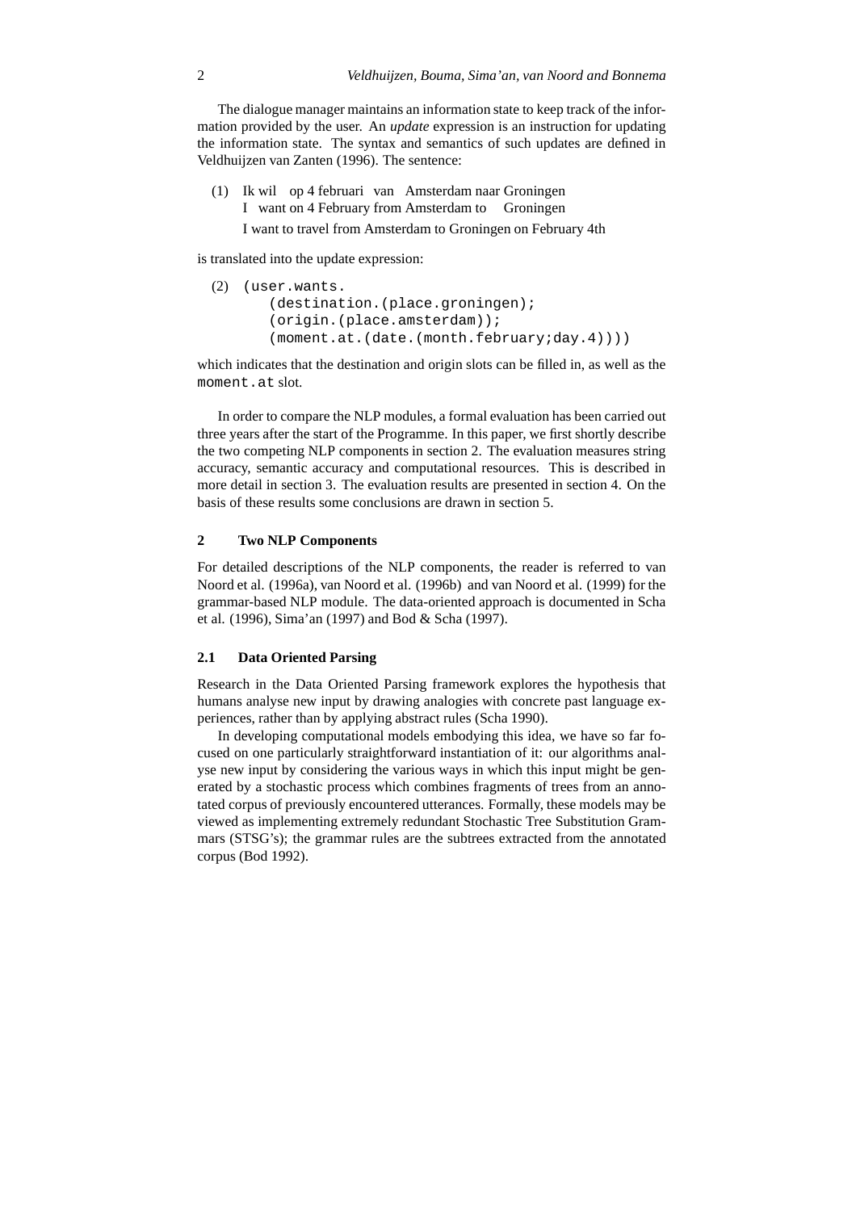The dialogue manager maintains an information state to keep track of the information provided by the user. An *update* expression is an instruction for updating the information state. The syntax and semantics of such updates are defined in Veldhuijzen van Zanten (1996). The sentence:

(1) Ik wil op 4 februari van Amsterdam naar Groningen
I want on 4 February from Amsterdam to Groningen
I want to travel from Amsterdam to Groningen on February 4th

is translated into the update expression:

```
(2) (user.wants.
        (destination.(place.groningen);
        (origin.(place.amsterdam));
        (moment.at.(date.(month.february;day.4))))
```

which indicates that the destination and origin slots can be filled in, as well as the `moment.at` slot.

In order to compare the NLP modules, a formal evaluation has been carried out three years after the start of the Programme. In this paper, we first shortly describe the two competing NLP components in section 2. The evaluation measures string accuracy, semantic accuracy and computational resources. This is described in more detail in section 3. The evaluation results are presented in section 4. On the basis of these results some conclusions are drawn in section 5.

## 2 Two NLP Components

For detailed descriptions of the NLP components, the reader is referred to van Noord et al. (1996a), van Noord et al. (1996b) and van Noord et al. (1999) for the grammar-based NLP module. The data-oriented approach is documented in Scha et al. (1996), Sima'an (1997) and Bod & Scha (1997).

### 2.1 Data Oriented Parsing

Research in the Data Oriented Parsing framework explores the hypothesis that humans analyse new input by drawing analogies with concrete past language experiences, rather than by applying abstract rules (Scha 1990).

In developing computational models embodying this idea, we have so far focused on one particularly straightforward instantiation of it: our algorithms analyse new input by considering the various ways in which this input might be generated by a stochastic process which combines fragments of trees from an annotated corpus of previously encountered utterances. Formally, these models may be viewed as implementing extremely redundant Stochastic Tree Substitution Grammars (STSG's); the grammar rules are the subtrees extracted from the annotated corpus (Bod 1992).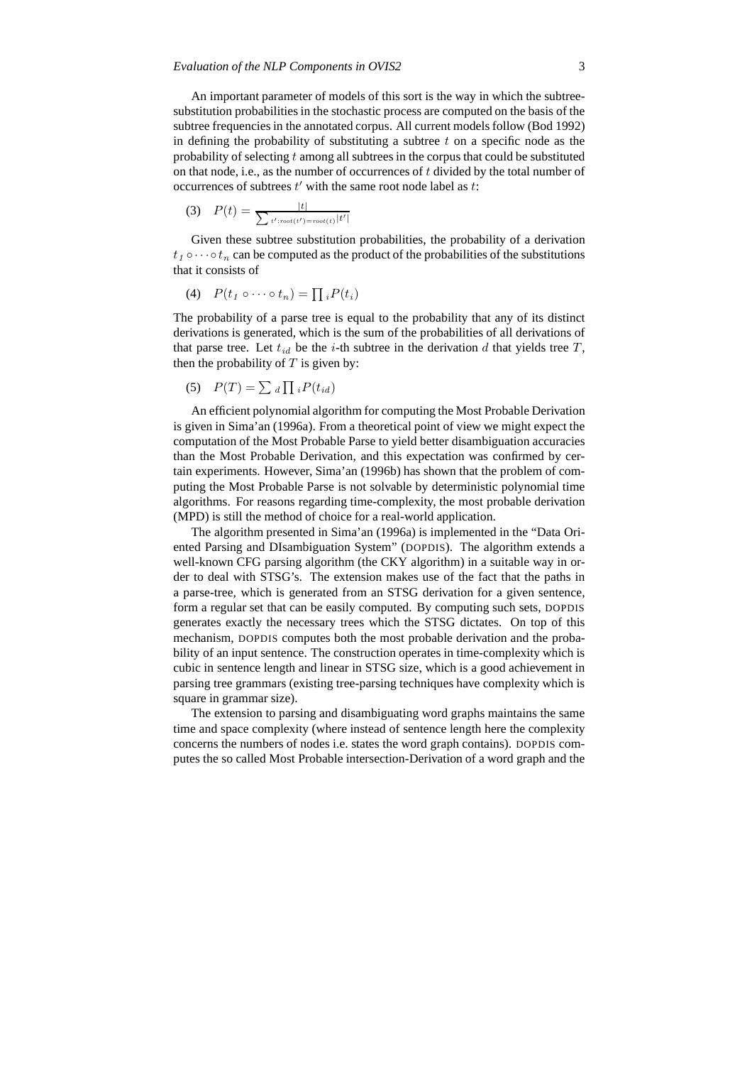An important parameter of models of this sort is the way in which the subtree-substitution probabilities in the stochastic process are computed on the basis of the subtree frequencies in the annotated corpus. All current models follow (Bod 1992) in defining the probability of substituting a subtree $t$ on a specific node as the probability of selecting $t$ among all subtrees in the corpus that could be substituted on that node, i.e., as the number of occurrences of $t$ divided by the total number of occurrences of subtrees $t'$ with the same root node label as $t$:

(3) $P(t) = \frac{|t|}{\sum_{t':root(t')=root(t)} |t'|}$

Given these subtree substitution probabilities, the probability of a derivation $t_1 \circ \cdots \circ t_n$ can be computed as the product of the probabilities of the substitutions that it consists of

(4) $P(t_1 \circ \cdots \circ t_n) = \prod_i P(t_i)$

The probability of a parse tree is equal to the probability that any of its distinct derivations is generated, which is the sum of the probabilities of all derivations of that parse tree. Let $t_{id}$ be the $i$-th subtree in the derivation $d$ that yields tree $T$, then the probability of $T$ is given by:

(5) $P(T) = \sum_d \prod_i P(t_{id})$

An efficient polynomial algorithm for computing the Most Probable Derivation is given in Sima'an (1996a). From a theoretical point of view we might expect the computation of the Most Probable Parse to yield better disambiguation accuracies than the Most Probable Derivation, and this expectation was confirmed by certain experiments. However, Sima'an (1996b) has shown that the problem of computing the Most Probable Parse is not solvable by deterministic polynomial time algorithms. For reasons regarding time-complexity, the most probable derivation (MPD) is still the method of choice for a real-world application.

The algorithm presented in Sima'an (1996a) is implemented in the "Data Oriented Parsing and DIsambiguation System" (DOPDIS). The algorithm extends a well-known CFG parsing algorithm (the CKY algorithm) in a suitable way in order to deal with STSG's. The extension makes use of the fact that the paths in a parse-tree, which is generated from an STSG derivation for a given sentence, form a regular set that can be easily computed. By computing such sets, DOPDIS generates exactly the necessary trees which the STSG dictates. On top of this mechanism, DOPDIS computes both the most probable derivation and the probability of an input sentence. The construction operates in time-complexity which is cubic in sentence length and linear in STSG size, which is a good achievement in parsing tree grammars (existing tree-parsing techniques have complexity which is square in grammar size).

The extension to parsing and disambiguating word graphs maintains the same time and space complexity (where instead of sentence length here the complexity concerns the numbers of nodes i.e. states the word graph contains). DOPDIS computes the so called Most Probable intersection-Derivation of a word graph and the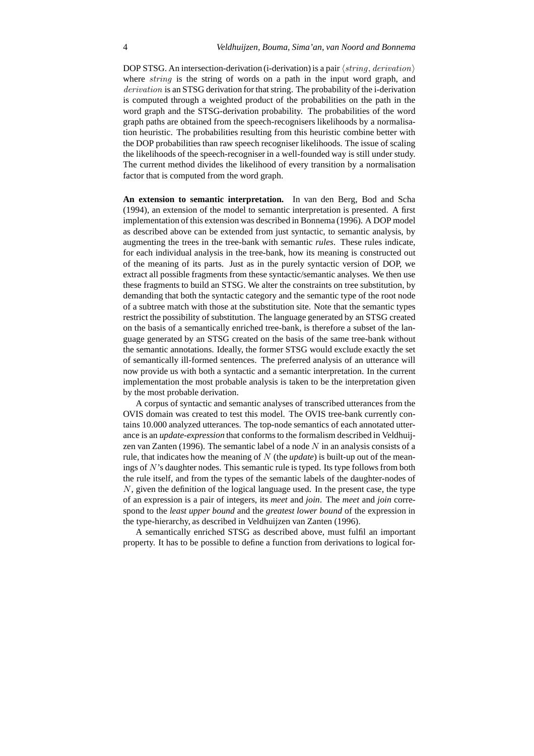DOP STSG. An intersection-derivation (i-derivation) is a pair $\langle string, derivation\rangle$ where $string$ is the string of words on a path in the input word graph, and $derivation$ is an STSG derivation for that string. The probability of the i-derivation is computed through a weighted product of the probabilities on the path in the word graph and the STSG-derivation probability. The probabilities of the word graph paths are obtained from the speech-recognisers likelihoods by a normalisation heuristic. The probabilities resulting from this heuristic combine better with the DOP probabilities than raw speech recogniser likelihoods. The issue of scaling the likelihoods of the speech-recogniser in a well-founded way is still under study. The current method divides the likelihood of every transition by a normalisation factor that is computed from the word graph.

**An extension to semantic interpretation.** In van den Berg, Bod and Scha (1994), an extension of the model to semantic interpretation is presented. A first implementation of this extension was described in Bonnema (1996). A DOP model as described above can be extended from just syntactic, to semantic analysis, by augmenting the trees in the tree-bank with semantic *rules*. These rules indicate, for each individual analysis in the tree-bank, how its meaning is constructed out of the meaning of its parts. Just as in the purely syntactic version of DOP, we extract all possible fragments from these syntactic/semantic analyses. We then use these fragments to build an STSG. We alter the constraints on tree substitution, by demanding that both the syntactic category and the semantic type of the root node of a subtree match with those at the substitution site. Note that the semantic types restrict the possibility of substitution. The language generated by an STSG created on the basis of a semantically enriched tree-bank, is therefore a subset of the language generated by an STSG created on the basis of the same tree-bank without the semantic annotations. Ideally, the former STSG would exclude exactly the set of semantically ill-formed sentences. The preferred analysis of an utterance will now provide us with both a syntactic and a semantic interpretation. In the current implementation the most probable analysis is taken to be the interpretation given by the most probable derivation.

A corpus of syntactic and semantic analyses of transcribed utterances from the OVIS domain was created to test this model. The OVIS tree-bank currently contains 10.000 analyzed utterances. The top-node semantics of each annotated utterance is an *update-expression* that conforms to the formalism described in Veldhuijzen van Zanten (1996). The semantic label of a node $N$ in an analysis consists of a rule, that indicates how the meaning of $N$ (the *update*) is built-up out of the meanings of $N$'s daughter nodes. This semantic rule is typed. Its type follows from both the rule itself, and from the types of the semantic labels of the daughter-nodes of $N$, given the definition of the logical language used. In the present case, the type of an expression is a pair of integers, its *meet* and *join*. The *meet* and *join* correspond to the *least upper bound* and the *greatest lower bound* of the expression in the type-hierarchy, as described in Veldhuijzen van Zanten (1996).

A semantically enriched STSG as described above, must fulfil an important property. It has to be possible to define a function from derivations to logical for-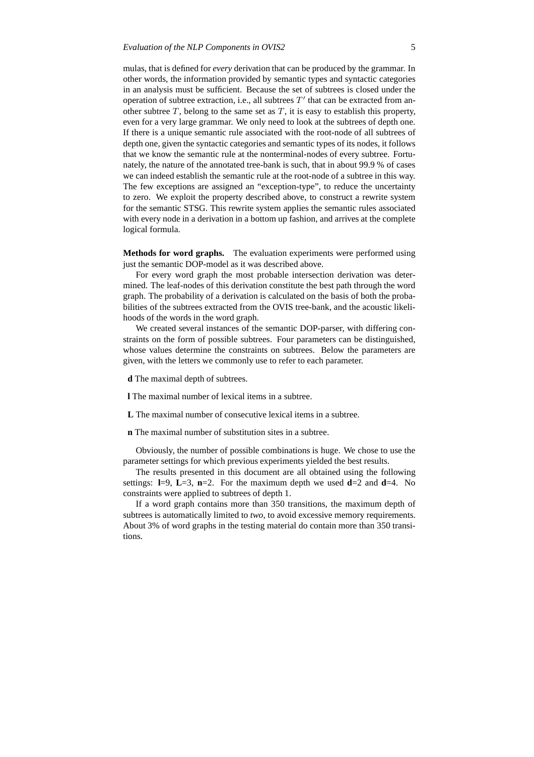mulas, that is defined for *every* derivation that can be produced by the grammar. In other words, the information provided by semantic types and syntactic categories in an analysis must be sufficient. Because the set of subtrees is closed under the operation of subtree extraction, i.e., all subtrees $T'$ that can be extracted from another subtree $T$, belong to the same set as $T$, it is easy to establish this property, even for a very large grammar. We only need to look at the subtrees of depth one. If there is a unique semantic rule associated with the root-node of all subtrees of depth one, given the syntactic categories and semantic types of its nodes, it follows that we know the semantic rule at the nonterminal-nodes of every subtree. Fortunately, the nature of the annotated tree-bank is such, that in about 99.9 % of cases we can indeed establish the semantic rule at the root-node of a subtree in this way. The few exceptions are assigned an "exception-type", to reduce the uncertainty to zero. We exploit the property described above, to construct a rewrite system for the semantic STSG. This rewrite system applies the semantic rules associated with every node in a derivation in a bottom up fashion, and arrives at the complete logical formula.

**Methods for word graphs.** The evaluation experiments were performed using just the semantic DOP-model as it was described above.

For every word graph the most probable intersection derivation was determined. The leaf-nodes of this derivation constitute the best path through the word graph. The probability of a derivation is calculated on the basis of both the probabilities of the subtrees extracted from the OVIS tree-bank, and the acoustic likelihoods of the words in the word graph.

We created several instances of the semantic DOP-parser, with differing constraints on the form of possible subtrees. Four parameters can be distinguished, whose values determine the constraints on subtrees. Below the parameters are given, with the letters we commonly use to refer to each parameter.

- **d** The maximal depth of subtrees.
- **l** The maximal number of lexical items in a subtree.
- **L** The maximal number of consecutive lexical items in a subtree.
- **n** The maximal number of substitution sites in a subtree.

Obviously, the number of possible combinations is huge. We chose to use the parameter settings for which previous experiments yielded the best results.

The results presented in this document are all obtained using the following settings: **l**=9, **L**=3, **n**=2. For the maximum depth we used **d**=2 and **d**=4. No constraints were applied to subtrees of depth 1.

If a word graph contains more than 350 transitions, the maximum depth of subtrees is automatically limited to *two*, to avoid excessive memory requirements. About 3% of word graphs in the testing material do contain more than 350 transitions.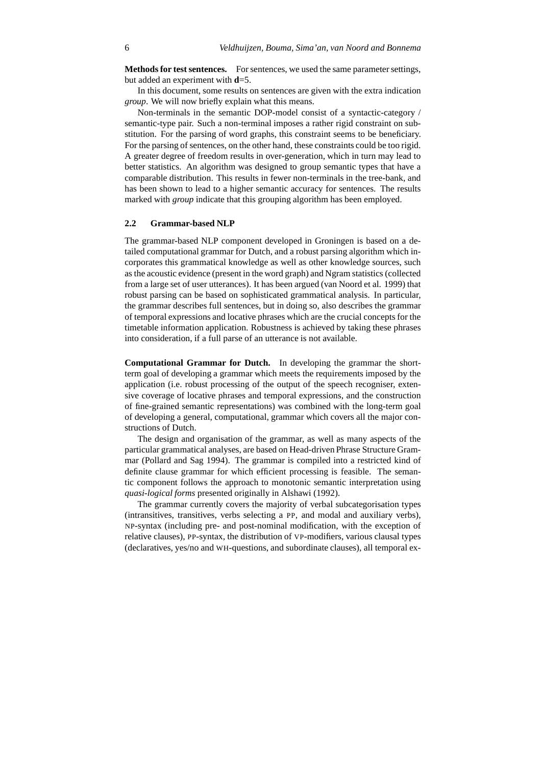**Methods for test sentences.** For sentences, we used the same parameter settings, but added an experiment with **d**=5.

In this document, some results on sentences are given with the extra indication *group*. We will now briefly explain what this means.

Non-terminals in the semantic DOP-model consist of a syntactic-category / semantic-type pair. Such a non-terminal imposes a rather rigid constraint on substitution. For the parsing of word graphs, this constraint seems to be beneficiary. For the parsing of sentences, on the other hand, these constraints could be too rigid. A greater degree of freedom results in over-generation, which in turn may lead to better statistics. An algorithm was designed to group semantic types that have a comparable distribution. This results in fewer non-terminals in the tree-bank, and has been shown to lead to a higher semantic accuracy for sentences. The results marked with *group* indicate that this grouping algorithm has been employed.

### 2.2 Grammar-based NLP

The grammar-based NLP component developed in Groningen is based on a detailed computational grammar for Dutch, and a robust parsing algorithm which incorporates this grammatical knowledge as well as other knowledge sources, such as the acoustic evidence (present in the word graph) and Ngram statistics (collected from a large set of user utterances). It has been argued (van Noord et al. 1999) that robust parsing can be based on sophisticated grammatical analysis. In particular, the grammar describes full sentences, but in doing so, also describes the grammar of temporal expressions and locative phrases which are the crucial concepts for the timetable information application. Robustness is achieved by taking these phrases into consideration, if a full parse of an utterance is not available.

**Computational Grammar for Dutch.** In developing the grammar the short-term goal of developing a grammar which meets the requirements imposed by the application (i.e. robust processing of the output of the speech recogniser, extensive coverage of locative phrases and temporal expressions, and the construction of fine-grained semantic representations) was combined with the long-term goal of developing a general, computational, grammar which covers all the major constructions of Dutch.

The design and organisation of the grammar, as well as many aspects of the particular grammatical analyses, are based on Head-driven Phrase Structure Grammar (Pollard and Sag 1994). The grammar is compiled into a restricted kind of definite clause grammar for which efficient processing is feasible. The semantic component follows the approach to monotonic semantic interpretation using *quasi-logical forms* presented originally in Alshawi (1992).

The grammar currently covers the majority of verbal subcategorisation types (intransitives, transitives, verbs selecting a PP, and modal and auxiliary verbs), NP-syntax (including pre- and post-nominal modification, with the exception of relative clauses), PP-syntax, the distribution of VP-modifiers, various clausal types (declaratives, yes/no and WH-questions, and subordinate clauses), all temporal ex-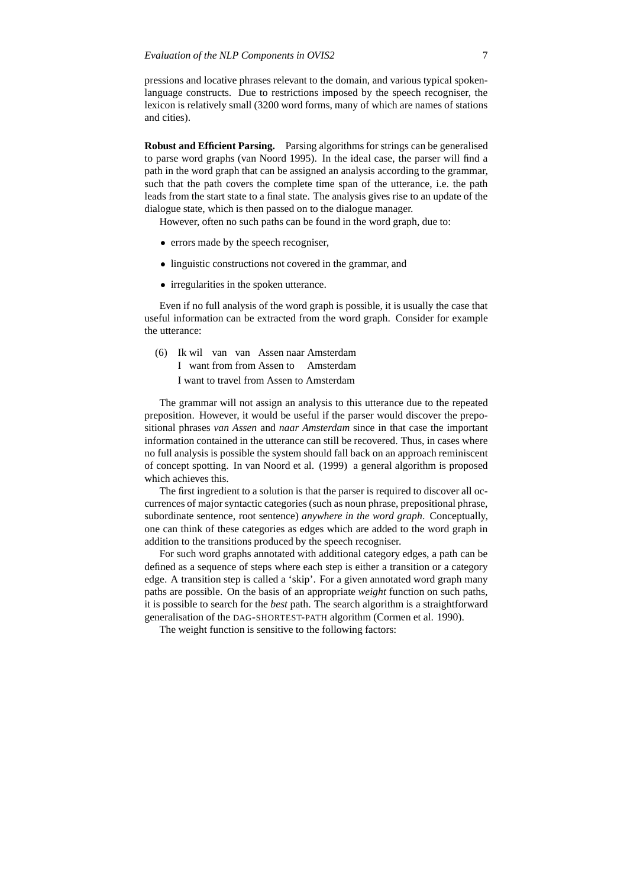pressions and locative phrases relevant to the domain, and various typical spoken-language constructs. Due to restrictions imposed by the speech recogniser, the lexicon is relatively small (3200 word forms, many of which are names of stations and cities).

**Robust and Efficient Parsing.** Parsing algorithms for strings can be generalised to parse word graphs (van Noord 1995). In the ideal case, the parser will find a path in the word graph that can be assigned an analysis according to the grammar, such that the path covers the complete time span of the utterance, i.e. the path leads from the start state to a final state. The analysis gives rise to an update of the dialogue state, which is then passed on to the dialogue manager.

However, often no such paths can be found in the word graph, due to:

- errors made by the speech recogniser,
- linguistic constructions not covered in the grammar, and
- irregularities in the spoken utterance.

Even if no full analysis of the word graph is possible, it is usually the case that useful information can be extracted from the word graph. Consider for example the utterance:

(6) Ik wil van van Assen naar Amsterdam
I want from from Assen to Amsterdam
I want to travel from Assen to Amsterdam

The grammar will not assign an analysis to this utterance due to the repeated preposition. However, it would be useful if the parser would discover the prepositional phrases *van Assen* and *naar Amsterdam* since in that case the important information contained in the utterance can still be recovered. Thus, in cases where no full analysis is possible the system should fall back on an approach reminiscent of concept spotting. In van Noord et al. (1999) a general algorithm is proposed which achieves this.

The first ingredient to a solution is that the parser is required to discover all occurrences of major syntactic categories (such as noun phrase, prepositional phrase, subordinate sentence, root sentence) *anywhere in the word graph*. Conceptually, one can think of these categories as edges which are added to the word graph in addition to the transitions produced by the speech recogniser.

For such word graphs annotated with additional category edges, a path can be defined as a sequence of steps where each step is either a transition or a category edge. A transition step is called a 'skip'. For a given annotated word graph many paths are possible. On the basis of an appropriate *weight* function on such paths, it is possible to search for the *best* path. The search algorithm is a straightforward generalisation of the DAG-SHORTEST-PATH algorithm (Cormen et al. 1990).

The weight function is sensitive to the following factors: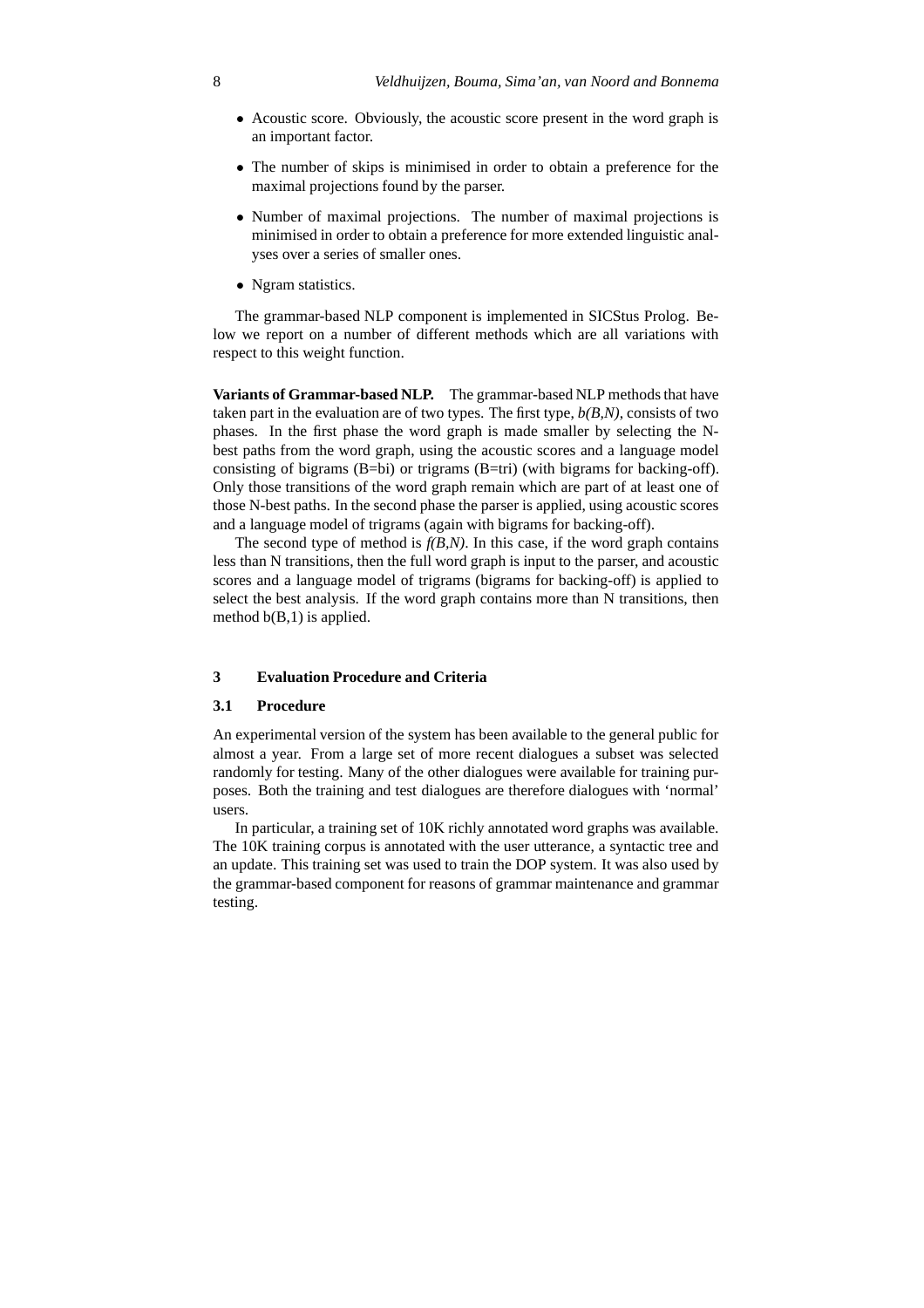- Acoustic score. Obviously, the acoustic score present in the word graph is an important factor.
- The number of skips is minimised in order to obtain a preference for the maximal projections found by the parser.
- Number of maximal projections. The number of maximal projections is minimised in order to obtain a preference for more extended linguistic analyses over a series of smaller ones.
- Ngram statistics.

The grammar-based NLP component is implemented in SICStus Prolog. Below we report on a number of different methods which are all variations with respect to this weight function.

**Variants of Grammar-based NLP.** The grammar-based NLP methods that have taken part in the evaluation are of two types. The first type, *b(B,N)*, consists of two phases. In the first phase the word graph is made smaller by selecting the N-best paths from the word graph, using the acoustic scores and a language model consisting of bigrams (B=bi) or trigrams (B=tri) (with bigrams for backing-off). Only those transitions of the word graph remain which are part of at least one of those N-best paths. In the second phase the parser is applied, using acoustic scores and a language model of trigrams (again with bigrams for backing-off).

The second type of method is *f(B,N)*. In this case, if the word graph contains less than N transitions, then the full word graph is input to the parser, and acoustic scores and a language model of trigrams (bigrams for backing-off) is applied to select the best analysis. If the word graph contains more than N transitions, then method b(B,1) is applied.

## 3 Evaluation Procedure and Criteria

### 3.1 Procedure

An experimental version of the system has been available to the general public for almost a year. From a large set of more recent dialogues a subset was selected randomly for testing. Many of the other dialogues were available for training purposes. Both the training and test dialogues are therefore dialogues with 'normal' users.

In particular, a training set of 10K richly annotated word graphs was available. The 10K training corpus is annotated with the user utterance, a syntactic tree and an update. This training set was used to train the DOP system. It was also used by the grammar-based component for reasons of grammar maintenance and grammar testing.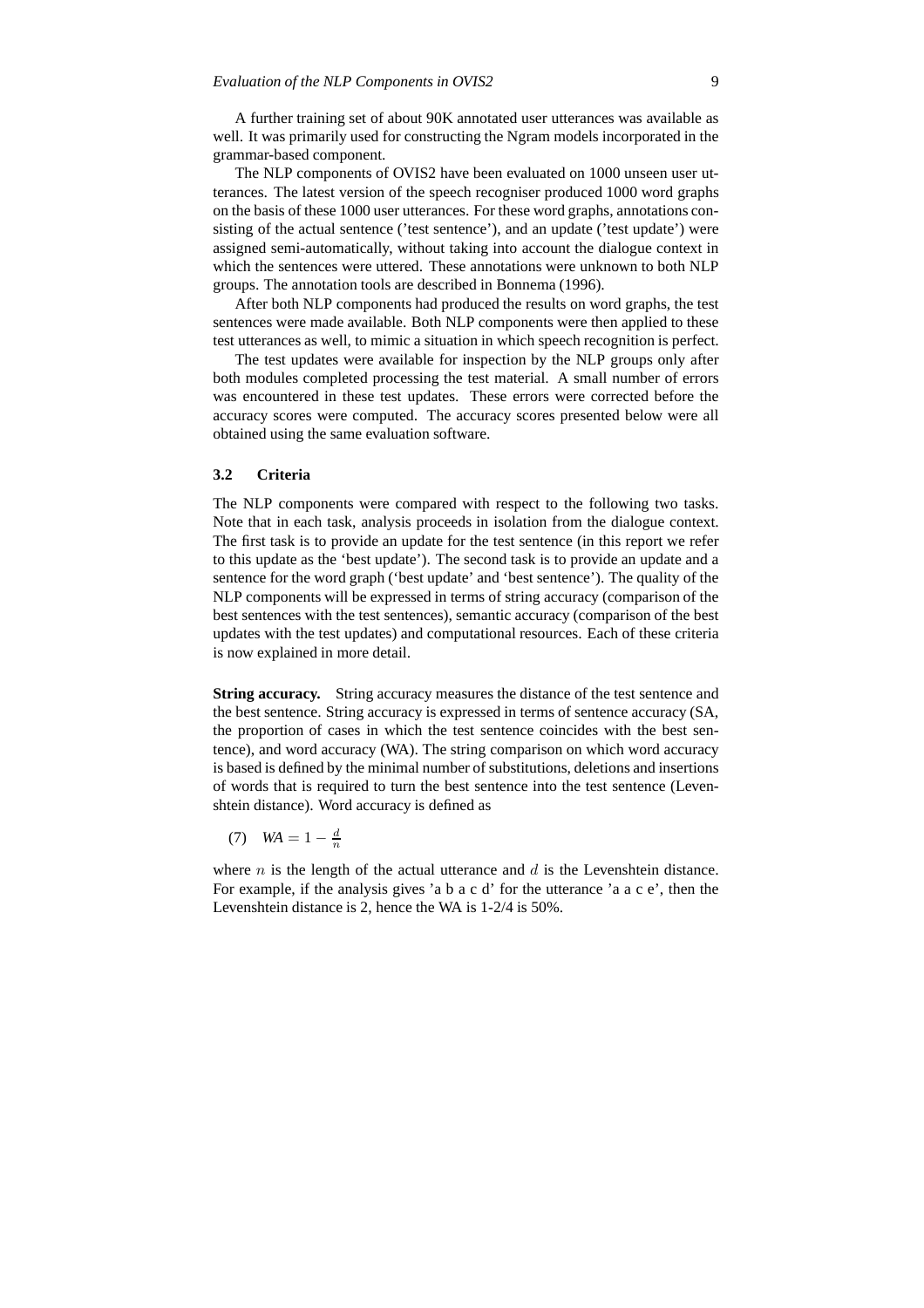A further training set of about 90K annotated user utterances was available as well. It was primarily used for constructing the Ngram models incorporated in the grammar-based component.

The NLP components of OVIS2 have been evaluated on 1000 unseen user utterances. The latest version of the speech recogniser produced 1000 word graphs on the basis of these 1000 user utterances. For these word graphs, annotations consisting of the actual sentence ('test sentence'), and an update ('test update') were assigned semi-automatically, without taking into account the dialogue context in which the sentences were uttered. These annotations were unknown to both NLP groups. The annotation tools are described in Bonnema (1996).

After both NLP components had produced the results on word graphs, the test sentences were made available. Both NLP components were then applied to these test utterances as well, to mimic a situation in which speech recognition is perfect.

The test updates were available for inspection by the NLP groups only after both modules completed processing the test material. A small number of errors was encountered in these test updates. These errors were corrected before the accuracy scores were computed. The accuracy scores presented below were all obtained using the same evaluation software.

### 3.2 Criteria

The NLP components were compared with respect to the following two tasks. Note that in each task, analysis proceeds in isolation from the dialogue context. The first task is to provide an update for the test sentence (in this report we refer to this update as the 'best update'). The second task is to provide an update and a sentence for the word graph ('best update' and 'best sentence'). The quality of the NLP components will be expressed in terms of string accuracy (comparison of the best sentences with the test sentences), semantic accuracy (comparison of the best updates with the test updates) and computational resources. Each of these criteria is now explained in more detail.

**String accuracy.** String accuracy measures the distance of the test sentence and the best sentence. String accuracy is expressed in terms of sentence accuracy (SA, the proportion of cases in which the test sentence coincides with the best sentence), and word accuracy (WA). The string comparison on which word accuracy is based is defined by the minimal number of substitutions, deletions and insertions of words that is required to turn the best sentence into the test sentence (Levenshtein distance). Word accuracy is defined as

(7) $WA = 1 - \frac{d}{n}$

where $n$ is the length of the actual utterance and $d$ is the Levenshtein distance. For example, if the analysis gives 'a b a c d' for the utterance 'a a c e', then the Levenshtein distance is 2, hence the WA is 1-2/4 is 50%.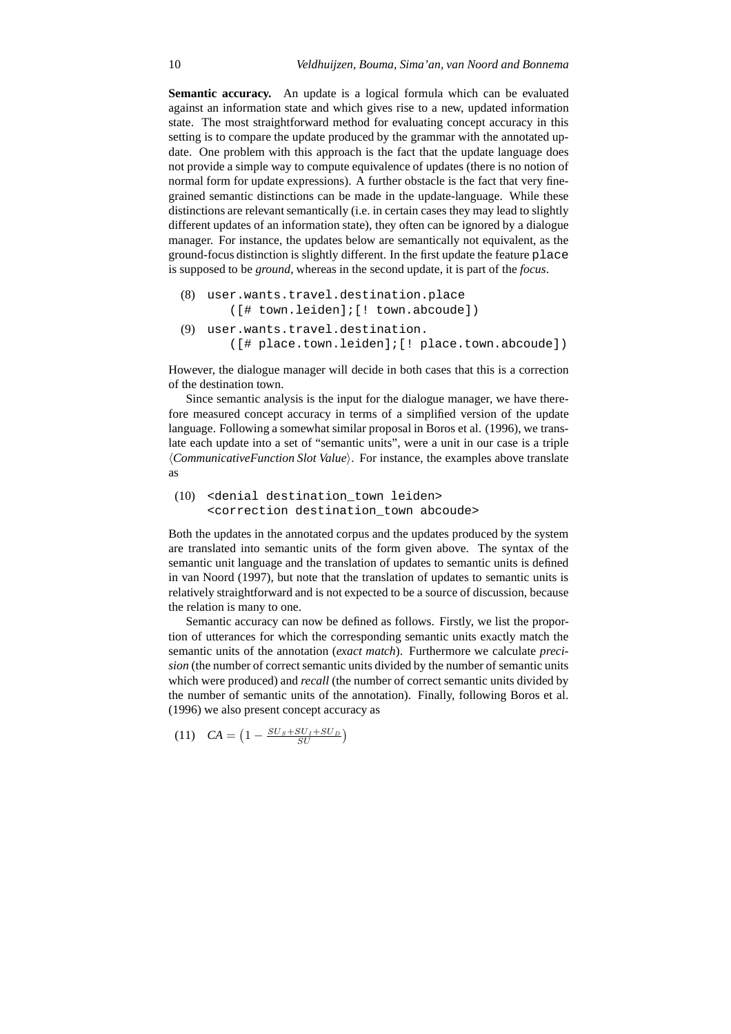**Semantic accuracy.** An update is a logical formula which can be evaluated against an information state and which gives rise to a new, updated information state. The most straightforward method for evaluating concept accuracy in this setting is to compare the update produced by the grammar with the annotated update. One problem with this approach is the fact that the update language does not provide a simple way to compute equivalence of updates (there is no notion of normal form for update expressions). A further obstacle is the fact that very fine-grained semantic distinctions can be made in the update-language. While these distinctions are relevant semantically (i.e. in certain cases they may lead to slightly different updates of an information state), they often can be ignored by a dialogue manager. For instance, the updates below are semantically not equivalent, as the ground-focus distinction is slightly different. In the first update the feature `place` is supposed to be *ground*, whereas in the second update, it is part of the *focus*.

(8)
```
user.wants.travel.destination.place
    ([# town.leiden];[! town.abcoude])
```

(9)
```
user.wants.travel.destination.
    ([# place.town.leiden];[! place.town.abcoude])
```

However, the dialogue manager will decide in both cases that this is a correction of the destination town.

Since semantic analysis is the input for the dialogue manager, we have therefore measured concept accuracy in terms of a simplified version of the update language. Following a somewhat similar proposal in Boros et al. (1996), we translate each update into a set of “semantic units”, were a unit in our case is a triple ⟨*CommunicativeFunction Slot Value*⟩. For instance, the examples above translate as

(10)
```
<denial destination_town leiden>
<correction destination_town abcoude>
```

Both the updates in the annotated corpus and the updates produced by the system are translated into semantic units of the form given above. The syntax of the semantic unit language and the translation of updates to semantic units is defined in van Noord (1997), but note that the translation of updates to semantic units is relatively straightforward and is not expected to be a source of discussion, because the relation is many to one.

Semantic accuracy can now be defined as follows. Firstly, we list the proportion of utterances for which the corresponding semantic units exactly match the semantic units of the annotation (*exact match*). Furthermore we calculate *precision* (the number of correct semantic units divided by the number of semantic units which were produced) and *recall* (the number of correct semantic units divided by the number of semantic units of the annotation). Finally, following Boros et al. (1996) we also present concept accuracy as

(11) $CA = \left(1 - \frac{SU_S + SU_I + SU_D}{SU}\right)$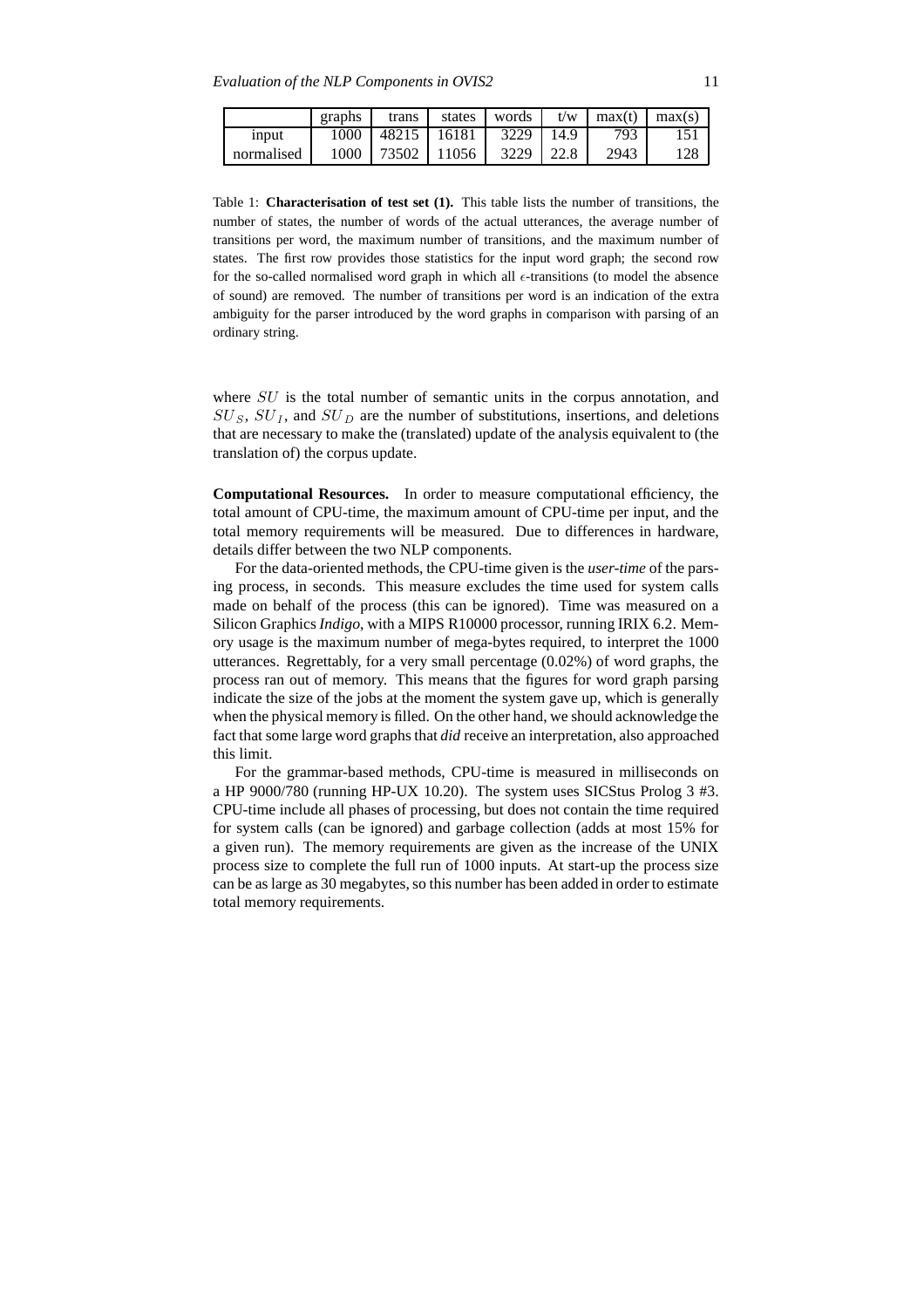| | graphs | trans | states | words | t/w | max(t) | max(s) |
|---|---|---|---|---|---|---|---|
| input | 1000 | 48215 | 16181 | 3229 | 14.9 | 793 | 151 |
| normalised | 1000 | 73502 | 11056 | 3229 | 22.8 | 2943 | 128 |

Table 1: **Characterisation of test set (1).** This table lists the number of transitions, the number of states, the number of words of the actual utterances, the average number of transitions per word, the maximum number of transitions, and the maximum number of states. The first row provides those statistics for the input word graph; the second row for the so-called normalised word graph in which all $\epsilon$-transitions (to model the absence of sound) are removed. The number of transitions per word is an indication of the extra ambiguity for the parser introduced by the word graphs in comparison with parsing of an ordinary string.

where $SU$ is the total number of semantic units in the corpus annotation, and $SU_S$, $SU_I$, and $SU_D$ are the number of substitutions, insertions, and deletions that are necessary to make the (translated) update of the analysis equivalent to (the translation of) the corpus update.

**Computational Resources.** In order to measure computational efficiency, the total amount of CPU-time, the maximum amount of CPU-time per input, and the total memory requirements will be measured. Due to differences in hardware, details differ between the two NLP components.

For the data-oriented methods, the CPU-time given is the *user-time* of the parsing process, in seconds. This measure excludes the time used for system calls made on behalf of the process (this can be ignored). Time was measured on a Silicon Graphics *Indigo*, with a MIPS R10000 processor, running IRIX 6.2. Memory usage is the maximum number of mega-bytes required, to interpret the 1000 utterances. Regrettably, for a very small percentage (0.02%) of word graphs, the process ran out of memory. This means that the figures for word graph parsing indicate the size of the jobs at the moment the system gave up, which is generally when the physical memory is filled. On the other hand, we should acknowledge the fact that some large word graphs that *did* receive an interpretation, also approached this limit.

For the grammar-based methods, CPU-time is measured in milliseconds on a HP 9000/780 (running HP-UX 10.20). The system uses SICStus Prolog 3 #3. CPU-time include all phases of processing, but does not contain the time required for system calls (can be ignored) and garbage collection (adds at most 15% for a given run). The memory requirements are given as the increase of the UNIX process size to complete the full run of 1000 inputs. At start-up the process size can be as large as 30 megabytes, so this number has been added in order to estimate total memory requirements.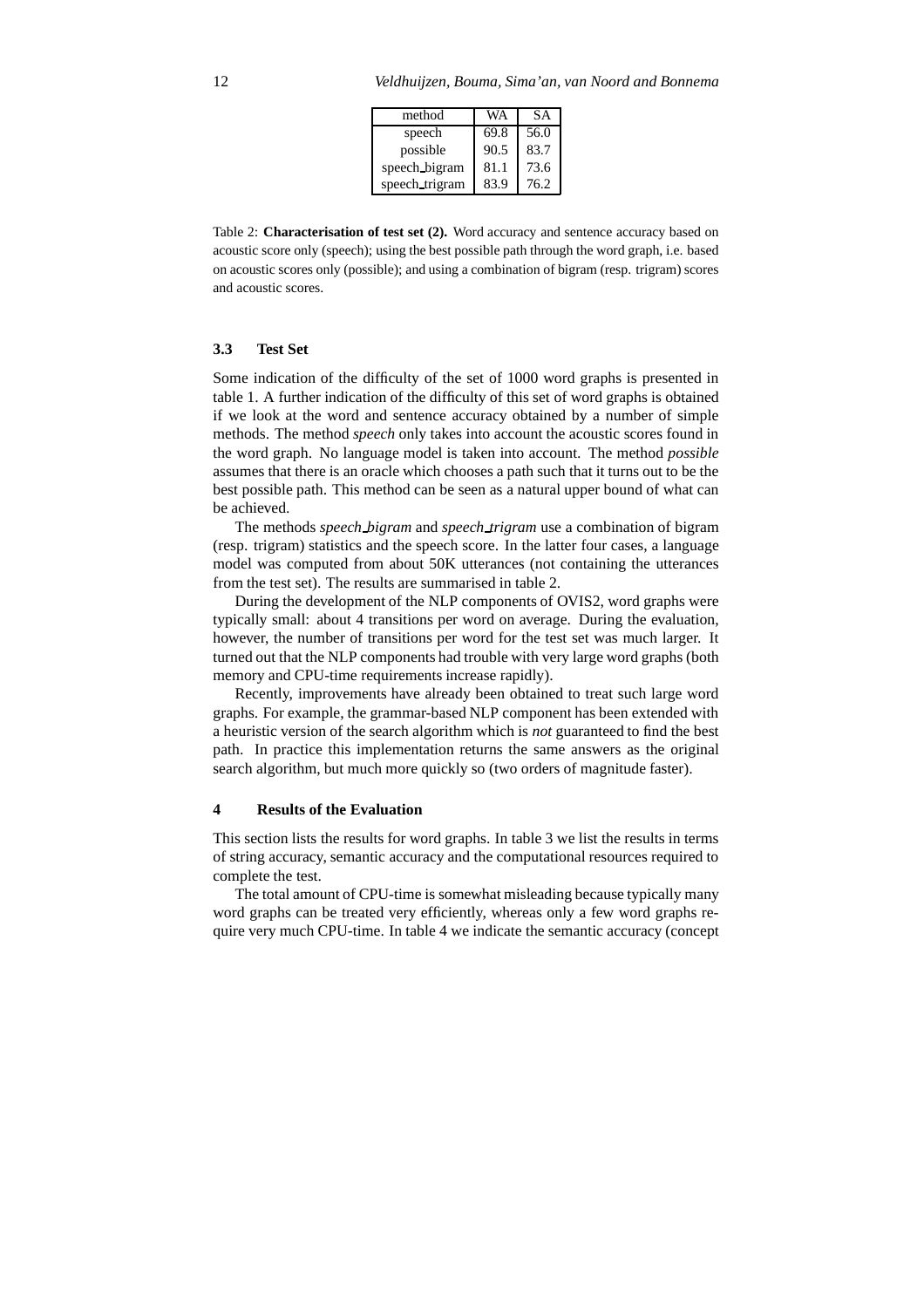| method | WA | SA |
|---|---|---|
| speech | 69.8 | 56.0 |
| possible | 90.5 | 83.7 |
| speech_bigram | 81.1 | 73.6 |
| speech_trigram | 83.9 | 76.2 |

Table 2: **Characterisation of test set (2).** Word accuracy and sentence accuracy based on acoustic score only (speech); using the best possible path through the word graph, i.e. based on acoustic scores only (possible); and using a combination of bigram (resp. trigram) scores and acoustic scores.

### 3.3 Test Set

Some indication of the difficulty of the set of 1000 word graphs is presented in table 1. A further indication of the difficulty of this set of word graphs is obtained if we look at the word and sentence accuracy obtained by a number of simple methods. The method *speech* only takes into account the acoustic scores found in the word graph. No language model is taken into account. The method *possible* assumes that there is an oracle which chooses a path such that it turns out to be the best possible path. This method can be seen as a natural upper bound of what can be achieved.

The methods *speech_bigram* and *speech_trigram* use a combination of bigram (resp. trigram) statistics and the speech score. In the latter four cases, a language model was computed from about 50K utterances (not containing the utterances from the test set). The results are summarised in table 2.

During the development of the NLP components of OVIS2, word graphs were typically small: about 4 transitions per word on average. During the evaluation, however, the number of transitions per word for the test set was much larger. It turned out that the NLP components had trouble with very large word graphs (both memory and CPU-time requirements increase rapidly).

Recently, improvements have already been obtained to treat such large word graphs. For example, the grammar-based NLP component has been extended with a heuristic version of the search algorithm which is *not* guaranteed to find the best path. In practice this implementation returns the same answers as the original search algorithm, but much more quickly so (two orders of magnitude faster).

## 4 Results of the Evaluation

This section lists the results for word graphs. In table 3 we list the results in terms of string accuracy, semantic accuracy and the computational resources required to complete the test.

The total amount of CPU-time is somewhat misleading because typically many word graphs can be treated very efficiently, whereas only a few word graphs require very much CPU-time. In table 4 we indicate the semantic accuracy (concept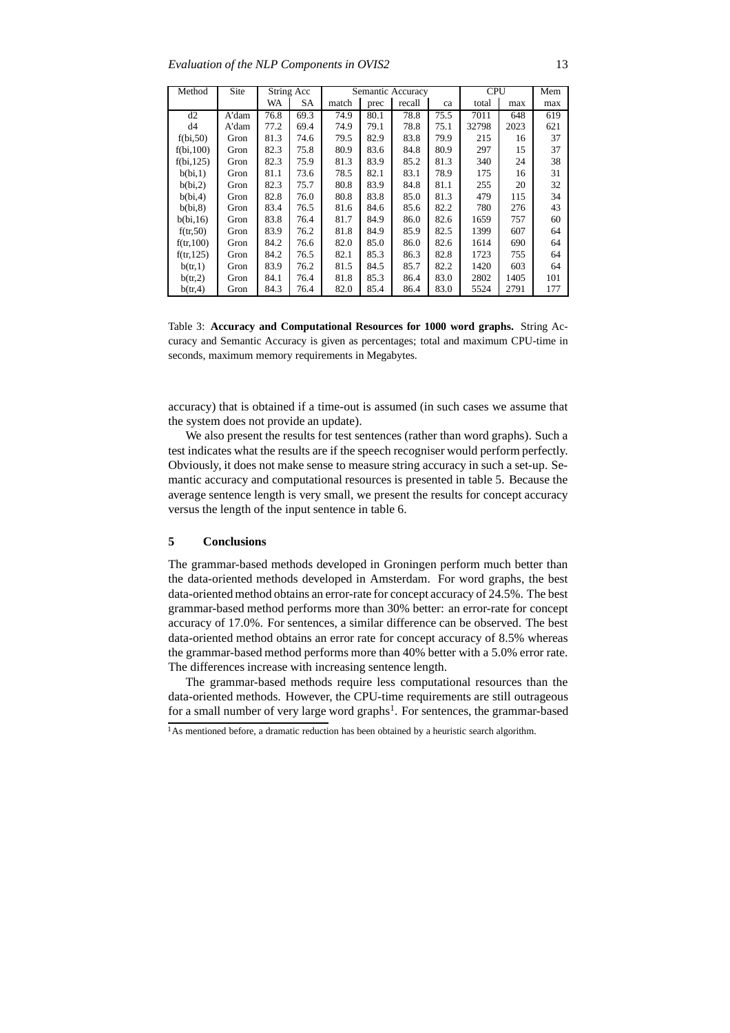| Method | Site | String Acc | | Semantic Accuracy | | | | CPU | | Mem |
|---|---|---|---|---|---|---|---|---|---|---|
| | | WA | SA | match | prec | recall | ca | total | max | max |
| d2 | A'dam | 76.8 | 69.3 | 74.9 | 80.1 | 78.8 | 75.5 | 7011 | 648 | 619 |
| d4 | A'dam | 77.2 | 69.4 | 74.9 | 79.1 | 78.8 | 75.1 | 32798 | 2023 | 621 |
| f(bi,50) | Gron | 81.3 | 74.6 | 79.5 | 82.9 | 83.8 | 79.9 | 215 | 16 | 37 |
| f(bi,100) | Gron | 82.3 | 75.8 | 80.9 | 83.6 | 84.8 | 80.9 | 297 | 15 | 37 |
| f(bi,125) | Gron | 82.3 | 75.9 | 81.3 | 83.9 | 85.2 | 81.3 | 340 | 24 | 38 |
| b(bi,1) | Gron | 81.1 | 73.6 | 78.5 | 82.1 | 83.1 | 78.9 | 175 | 16 | 31 |
| b(bi,2) | Gron | 82.3 | 75.7 | 80.8 | 83.9 | 84.8 | 81.1 | 255 | 20 | 32 |
| b(bi,4) | Gron | 82.8 | 76.0 | 80.8 | 83.8 | 85.0 | 81.3 | 479 | 115 | 34 |
| b(bi,8) | Gron | 83.4 | 76.5 | 81.6 | 84.6 | 85.6 | 82.2 | 780 | 276 | 43 |
| b(bi,16) | Gron | 83.8 | 76.4 | 81.7 | 84.9 | 86.0 | 82.6 | 1659 | 757 | 60 |
| f(tr,50) | Gron | 83.9 | 76.2 | 81.8 | 84.9 | 85.9 | 82.5 | 1399 | 607 | 64 |
| f(tr,100) | Gron | 84.2 | 76.6 | 82.0 | 85.0 | 86.0 | 82.6 | 1614 | 690 | 64 |
| f(tr,125) | Gron | 84.2 | 76.5 | 82.1 | 85.3 | 86.3 | 82.8 | 1723 | 755 | 64 |
| b(tr,1) | Gron | 83.9 | 76.2 | 81.5 | 84.5 | 85.7 | 82.2 | 1420 | 603 | 64 |
| b(tr,2) | Gron | 84.1 | 76.4 | 81.8 | 85.3 | 86.4 | 83.0 | 2802 | 1405 | 101 |
| b(tr,4) | Gron | 84.3 | 76.4 | 82.0 | 85.4 | 86.4 | 83.0 | 5524 | 2791 | 177 |

Table 3: **Accuracy and Computational Resources for 1000 word graphs.** String Accuracy and Semantic Accuracy is given as percentages; total and maximum CPU-time in seconds, maximum memory requirements in Megabytes.

accuracy) that is obtained if a time-out is assumed (in such cases we assume that the system does not provide an update).

We also present the results for test sentences (rather than word graphs). Such a test indicates what the results are if the speech recogniser would perform perfectly. Obviously, it does not make sense to measure string accuracy in such a set-up. Semantic accuracy and computational resources is presented in table 5. Because the average sentence length is very small, we present the results for concept accuracy versus the length of the input sentence in table 6.

## 5 Conclusions

The grammar-based methods developed in Groningen perform much better than the data-oriented methods developed in Amsterdam. For word graphs, the best data-oriented method obtains an error-rate for concept accuracy of 24.5%. The best grammar-based method performs more than 30% better: an error-rate for concept accuracy of 17.0%. For sentences, a similar difference can be observed. The best data-oriented method obtains an error rate for concept accuracy of 8.5% whereas the grammar-based method performs more than 40% better with a 5.0% error rate. The differences increase with increasing sentence length.

The grammar-based methods require less computational resources than the data-oriented methods. However, the CPU-time requirements are still outrageous for a small number of very large word graphs[1]. For sentences, the grammar-based

[1] As mentioned before, a dramatic reduction has been obtained by a heuristic search algorithm.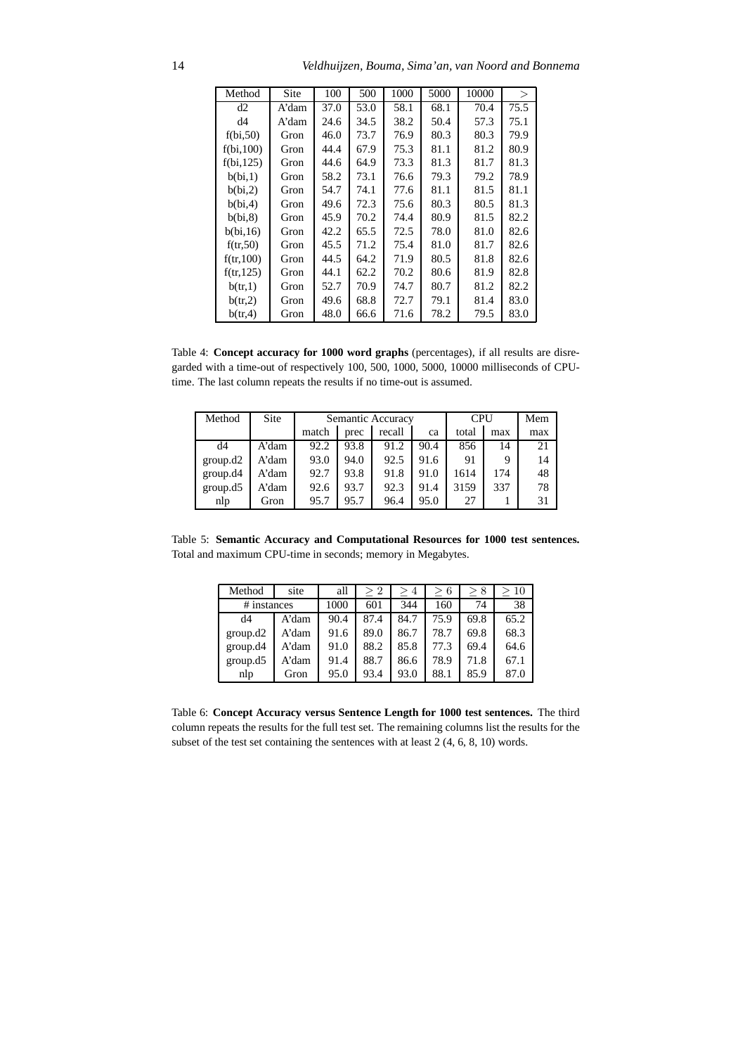| Method | Site | 100 | 500 | 1000 | 5000 | 10000 | > |
|---|---|---|---|---|---|---|---|
| d2 | A'dam | 37.0 | 53.0 | 58.1 | 68.1 | 70.4 | 75.5 |
| d4 | A'dam | 24.6 | 34.5 | 38.2 | 50.4 | 57.3 | 75.1 |
| f(bi,50) | Gron | 46.0 | 73.7 | 76.9 | 80.3 | 80.3 | 79.9 |
| f(bi,100) | Gron | 44.4 | 67.9 | 75.3 | 81.1 | 81.2 | 80.9 |
| f(bi,125) | Gron | 44.6 | 64.9 | 73.3 | 81.3 | 81.7 | 81.3 |
| b(bi,1) | Gron | 58.2 | 73.1 | 76.6 | 79.3 | 79.2 | 78.9 |
| b(bi,2) | Gron | 54.7 | 74.1 | 77.6 | 81.1 | 81.5 | 81.1 |
| b(bi,4) | Gron | 49.6 | 72.3 | 75.6 | 80.3 | 80.5 | 81.3 |
| b(bi,8) | Gron | 45.9 | 70.2 | 74.4 | 80.9 | 81.5 | 82.2 |
| b(bi,16) | Gron | 42.2 | 65.5 | 72.5 | 78.0 | 81.0 | 82.6 |
| f(tr,50) | Gron | 45.5 | 71.2 | 75.4 | 81.0 | 81.7 | 82.6 |
| f(tr,100) | Gron | 44.5 | 64.2 | 71.9 | 80.5 | 81.8 | 82.6 |
| f(tr,125) | Gron | 44.1 | 62.2 | 70.2 | 80.6 | 81.9 | 82.8 |
| b(tr,1) | Gron | 52.7 | 70.9 | 74.7 | 80.7 | 81.2 | 82.2 |
| b(tr,2) | Gron | 49.6 | 68.8 | 72.7 | 79.1 | 81.4 | 83.0 |
| b(tr,4) | Gron | 48.0 | 66.6 | 71.6 | 78.2 | 79.5 | 83.0 |

Table 4: **Concept accuracy for 1000 word graphs** (percentages), if all results are disregarded with a time-out of respectively 100, 500, 1000, 5000, 10000 milliseconds of CPU-time. The last column repeats the results if no time-out is assumed.

| Method | Site | Semantic Accuracy | | | | CPU | | Mem |
|---|---|---|---|---|---|---|---|---|
| | | match | prec | recall | ca | total | max | max |
| d4 | A'dam | 92.2 | 93.8 | 91.2 | 90.4 | 856 | 14 | 21 |
| group.d2 | A'dam | 93.0 | 94.0 | 92.5 | 91.6 | 91 | 9 | 14 |
| group.d4 | A'dam | 92.7 | 93.8 | 91.8 | 91.0 | 1614 | 174 | 48 |
| group.d5 | A'dam | 92.6 | 93.7 | 92.3 | 91.4 | 3159 | 337 | 78 |
| nlp | Gron | 95.7 | 95.7 | 96.4 | 95.0 | 27 | 1 | 31 |

Table 5: **Semantic Accuracy and Computational Resources for 1000 test sentences.** Total and maximum CPU-time in seconds; memory in Megabytes.

| Method | site | all | $\geq 2$ | $\geq 4$ | $\geq 6$ | $\geq 8$ | $\geq 10$ |
|---|---|---|---|---|---|---|---|
| # instances | | 1000 | 601 | 344 | 160 | 74 | 38 |
| d4 | A'dam | 90.4 | 87.4 | 84.7 | 75.9 | 69.8 | 65.2 |
| group.d2 | A'dam | 91.6 | 89.0 | 86.7 | 78.7 | 69.8 | 68.3 |
| group.d4 | A'dam | 91.0 | 88.2 | 85.8 | 77.3 | 69.4 | 64.6 |
| group.d5 | A'dam | 91.4 | 88.7 | 86.6 | 78.9 | 71.8 | 67.1 |
| nlp | Gron | 95.0 | 93.4 | 93.0 | 88.1 | 85.9 | 87.0 |

Table 6: **Concept Accuracy versus Sentence Length for 1000 test sentences.** The third column repeats the results for the full test set. The remaining columns list the results for the subset of the test set containing the sentences with at least 2 (4, 6, 8, 10) words.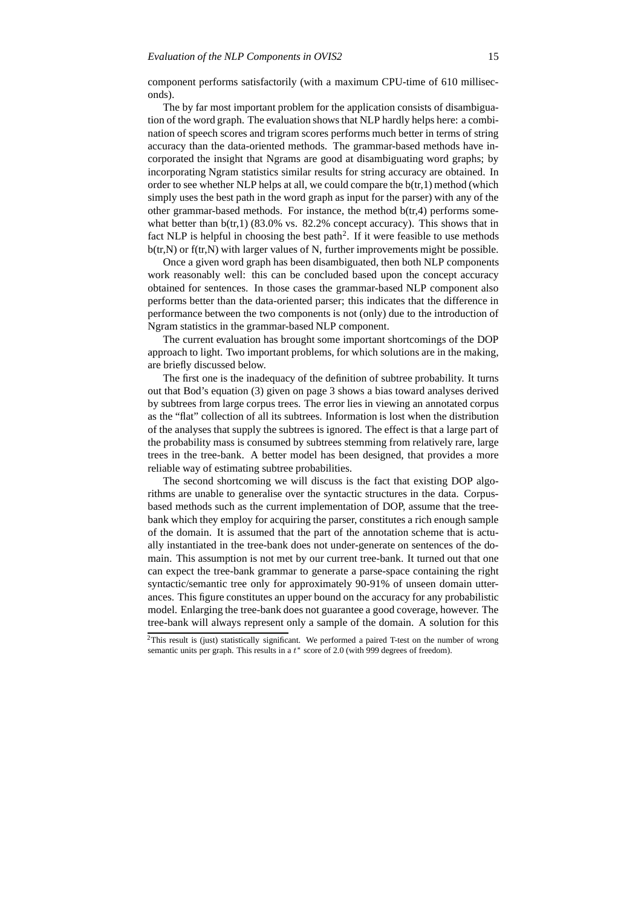component performs satisfactorily (with a maximum CPU-time of 610 milliseconds).

The by far most important problem for the application consists of disambiguation of the word graph. The evaluation shows that NLP hardly helps here: a combination of speech scores and trigram scores performs much better in terms of string accuracy than the data-oriented methods. The grammar-based methods have incorporated the insight that Ngrams are good at disambiguating word graphs; by incorporating Ngram statistics similar results for string accuracy are obtained. In order to see whether NLP helps at all, we could compare the b(tr,1) method (which simply uses the best path in the word graph as input for the parser) with any of the other grammar-based methods. For instance, the method b(tr,4) performs somewhat better than b(tr,1) (83.0% vs. 82.2% concept accuracy). This shows that in fact NLP is helpful in choosing the best path[2]. If it were feasible to use methods b(tr,N) or f(tr,N) with larger values of N, further improvements might be possible.

Once a given word graph has been disambiguated, then both NLP components work reasonably well: this can be concluded based upon the concept accuracy obtained for sentences. In those cases the grammar-based NLP component also performs better than the data-oriented parser; this indicates that the difference in performance between the two components is not (only) due to the introduction of Ngram statistics in the grammar-based NLP component.

The current evaluation has brought some important shortcomings of the DOP approach to light. Two important problems, for which solutions are in the making, are briefly discussed below.

The first one is the inadequacy of the definition of subtree probability. It turns out that Bod's equation (3) given on page 3 shows a bias toward analyses derived by subtrees from large corpus trees. The error lies in viewing an annotated corpus as the "flat" collection of all its subtrees. Information is lost when the distribution of the analyses that supply the subtrees is ignored. The effect is that a large part of the probability mass is consumed by subtrees stemming from relatively rare, large trees in the tree-bank. A better model has been designed, that provides a more reliable way of estimating subtree probabilities.

The second shortcoming we will discuss is the fact that existing DOP algorithms are unable to generalise over the syntactic structures in the data. Corpus-based methods such as the current implementation of DOP, assume that the tree-bank which they employ for acquiring the parser, constitutes a rich enough sample of the domain. It is assumed that the part of the annotation scheme that is actually instantiated in the tree-bank does not under-generate on sentences of the domain. This assumption is not met by our current tree-bank. It turned out that one can expect the tree-bank grammar to generate a parse-space containing the right syntactic/semantic tree only for approximately 90-91% of unseen domain utterances. This figure constitutes an upper bound on the accuracy for any probabilistic model. Enlarging the tree-bank does not guarantee a good coverage, however. The tree-bank will always represent only a sample of the domain. A solution for this

[2]This result is (just) statistically significant. We performed a paired T-test on the number of wrong semantic units per graph. This results in a $t^*$ score of 2.0 (with 999 degrees of freedom).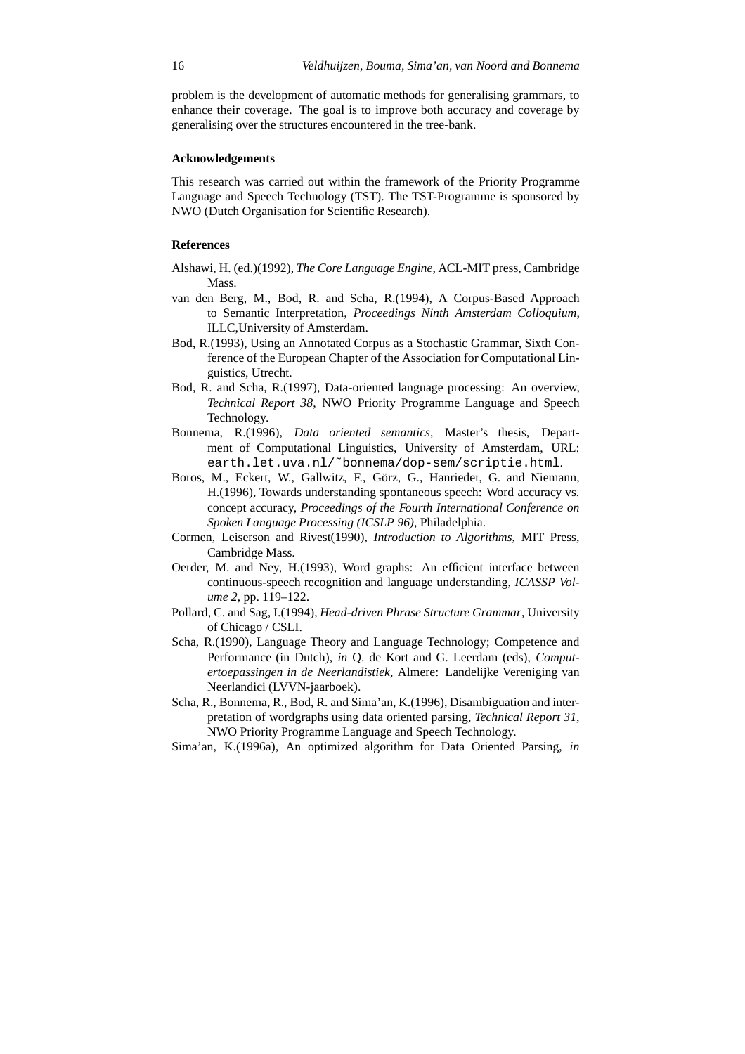problem is the development of automatic methods for generalising grammars, to enhance their coverage. The goal is to improve both accuracy and coverage by generalising over the structures encountered in the tree-bank.

### Acknowledgements

This research was carried out within the framework of the Priority Programme Language and Speech Technology (TST). The TST-Programme is sponsored by NWO (Dutch Organisation for Scientific Research).

### References

Alshawi, H. (ed.)(1992), *The Core Language Engine*, ACL-MIT press, Cambridge Mass.

van den Berg, M., Bod, R. and Scha, R.(1994), A Corpus-Based Approach to Semantic Interpretation, *Proceedings Ninth Amsterdam Colloquium*, ILLC,University of Amsterdam.

Bod, R.(1993), Using an Annotated Corpus as a Stochastic Grammar, Sixth Conference of the European Chapter of the Association for Computational Linguistics, Utrecht.

Bod, R. and Scha, R.(1997), Data-oriented language processing: An overview, *Technical Report 38*, NWO Priority Programme Language and Speech Technology.

Bonnema, R.(1996), *Data oriented semantics*, Master's thesis, Department of Computational Linguistics, University of Amsterdam, URL: `earth.let.uva.nl/~bonnema/dop-sem/scriptie.html`.

Boros, M., Eckert, W., Gallwitz, F., Görz, G., Hanrieder, G. and Niemann, H.(1996), Towards understanding spontaneous speech: Word accuracy vs. concept accuracy, *Proceedings of the Fourth International Conference on Spoken Language Processing (ICSLP 96)*, Philadelphia.

Cormen, Leiserson and Rivest(1990), *Introduction to Algorithms*, MIT Press, Cambridge Mass.

Oerder, M. and Ney, H.(1993), Word graphs: An efficient interface between continuous-speech recognition and language understanding, *ICASSP Volume 2*, pp. 119–122.

Pollard, C. and Sag, I.(1994), *Head-driven Phrase Structure Grammar*, University of Chicago / CSLI.

Scha, R.(1990), Language Theory and Language Technology; Competence and Performance (in Dutch), *in* Q. de Kort and G. Leerdam (eds), *Computertoepassingen in de Neerlandistiek*, Almere: Landelijke Vereniging van Neerlandici (LVVN-jaarboek).

Scha, R., Bonnema, R., Bod, R. and Sima'an, K.(1996), Disambiguation and interpretation of wordgraphs using data oriented parsing, *Technical Report 31*, NWO Priority Programme Language and Speech Technology.

Sima'an, K.(1996a), An optimized algorithm for Data Oriented Parsing, *in*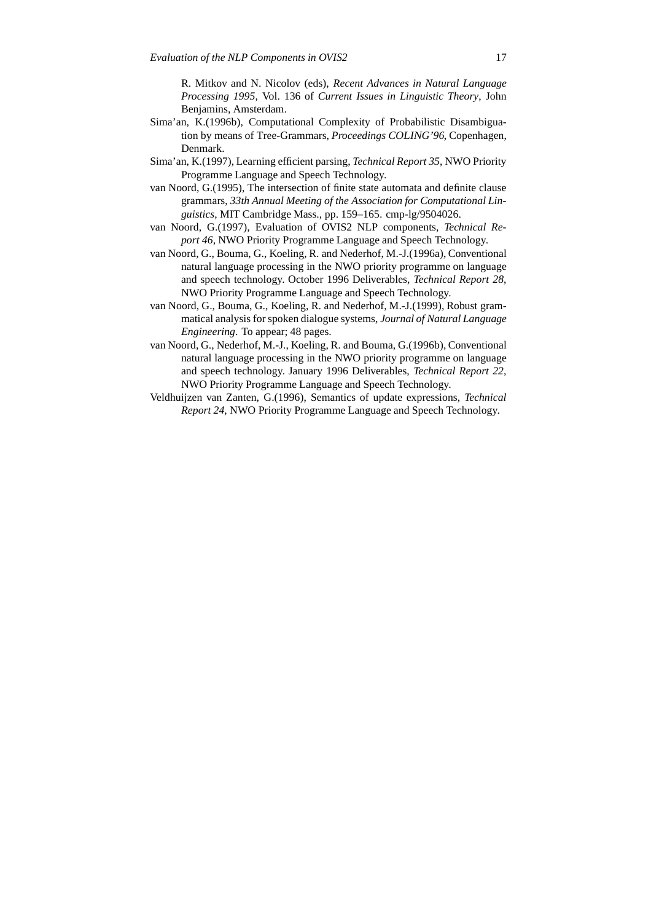R. Mitkov and N. Nicolov (eds), *Recent Advances in Natural Language Processing 1995*, Vol. 136 of *Current Issues in Linguistic Theory*, John Benjamins, Amsterdam.

Sima'an, K.(1996b), Computational Complexity of Probabilistic Disambiguation by means of Tree-Grammars, *Proceedings COLING'96*, Copenhagen, Denmark.

Sima'an, K.(1997), Learning efficient parsing, *Technical Report 35*, NWO Priority Programme Language and Speech Technology.

van Noord, G.(1995), The intersection of finite state automata and definite clause grammars, *33th Annual Meeting of the Association for Computational Linguistics*, MIT Cambridge Mass., pp. 159–165. cmp-lg/9504026.

van Noord, G.(1997), Evaluation of OVIS2 NLP components, *Technical Report 46*, NWO Priority Programme Language and Speech Technology.

van Noord, G., Bouma, G., Koeling, R. and Nederhof, M.-J.(1996a), Conventional natural language processing in the NWO priority programme on language and speech technology. October 1996 Deliverables, *Technical Report 28*, NWO Priority Programme Language and Speech Technology.

van Noord, G., Bouma, G., Koeling, R. and Nederhof, M.-J.(1999), Robust grammatical analysis for spoken dialogue systems, *Journal of Natural Language Engineering*. To appear; 48 pages.

van Noord, G., Nederhof, M.-J., Koeling, R. and Bouma, G.(1996b), Conventional natural language processing in the NWO priority programme on language and speech technology. January 1996 Deliverables, *Technical Report 22*, NWO Priority Programme Language and Speech Technology.

Veldhuijzen van Zanten, G.(1996), Semantics of update expressions, *Technical Report 24*, NWO Priority Programme Language and Speech Technology.